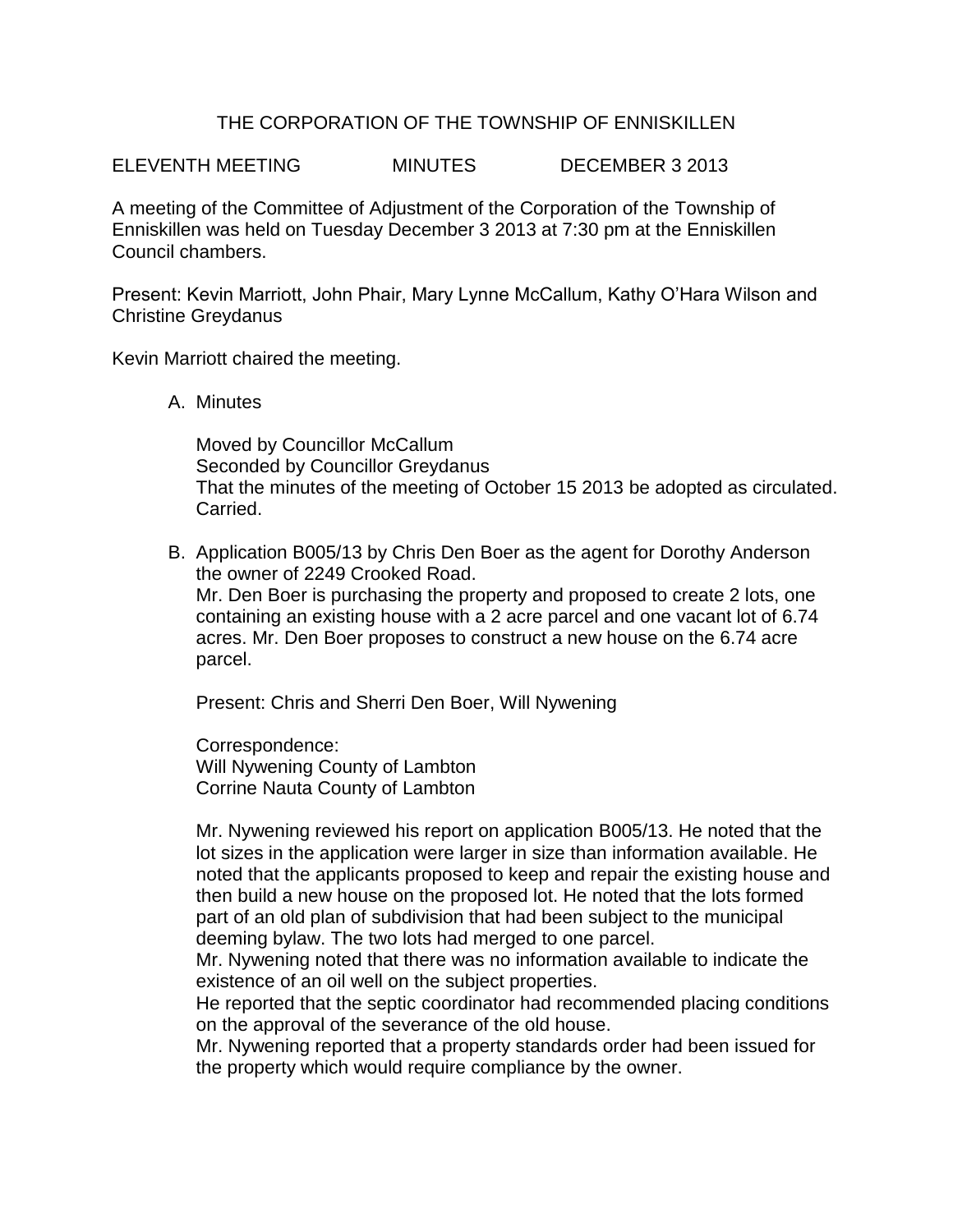# THE CORPORATION OF THE TOWNSHIP OF ENNISKILLEN

ELEVENTH MEETING MINUTES DECEMBER 3 2013

A meeting of the Committee of Adjustment of the Corporation of the Township of Enniskillen was held on Tuesday December 3 2013 at 7:30 pm at the Enniskillen Council chambers.

Present: Kevin Marriott, John Phair, Mary Lynne McCallum, Kathy O'Hara Wilson and Christine Greydanus

Kevin Marriott chaired the meeting.

A. Minutes

   Moved by Councillor McCallum
   Seconded by Councillor Greydanus
   That the minutes of the meeting of October 15 2013 be adopted as circulated.
   Carried.

B. Application B005/13 by Chris Den Boer as the agent for Dorothy Anderson the owner of 2249 Crooked Road.
   Mr. Den Boer is purchasing the property and proposed to create 2 lots, one containing an existing house with a 2 acre parcel and one vacant lot of 6.74 acres. Mr. Den Boer proposes to construct a new house on the 6.74 acre parcel.

   Present: Chris and Sherri Den Boer, Will Nywening

   Correspondence:
   Will Nywening County of Lambton
   Corrine Nauta County of Lambton

   Mr. Nywening reviewed his report on application B005/13. He noted that the lot sizes in the application were larger in size than information available. He noted that the applicants proposed to keep and repair the existing house and then build a new house on the proposed lot. He noted that the lots formed part of an old plan of subdivision that had been subject to the municipal deeming bylaw. The two lots had merged to one parcel.
   Mr. Nywening noted that there was no information available to indicate the existence of an oil well on the subject properties.
   He reported that the septic coordinator had recommended placing conditions on the approval of the severance of the old house.
   Mr. Nywening reported that a property standards order had been issued for the property which would require compliance by the owner.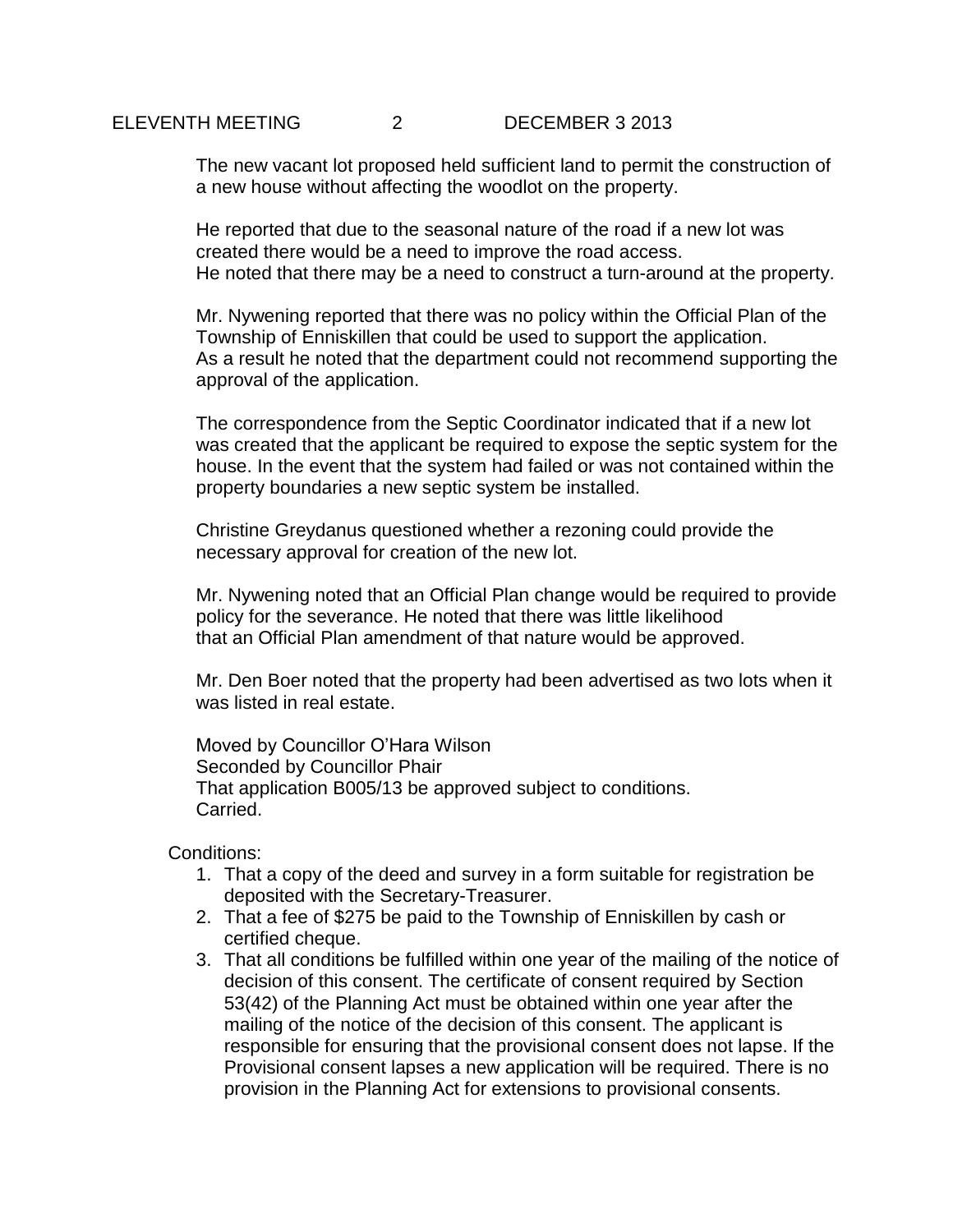The new vacant lot proposed held sufficient land to permit the construction of a new house without affecting the woodlot on the property.

He reported that due to the seasonal nature of the road if a new lot was created there would be a need to improve the road access.
He noted that there may be a need to construct a turn-around at the property.

Mr. Nywening reported that there was no policy within the Official Plan of the Township of Enniskillen that could be used to support the application.
As a result he noted that the department could not recommend supporting the approval of the application.

The correspondence from the Septic Coordinator indicated that if a new lot was created that the applicant be required to expose the septic system for the house. In the event that the system had failed or was not contained within the property boundaries a new septic system be installed.

Christine Greydanus questioned whether a rezoning could provide the necessary approval for creation of the new lot.

Mr. Nywening noted that an Official Plan change would be required to provide policy for the severance. He noted that there was little likelihood that an Official Plan amendment of that nature would be approved.

Mr. Den Boer noted that the property had been advertised as two lots when it was listed in real estate.

Moved by Councillor O'Hara Wilson
Seconded by Councillor Phair
That application B005/13 be approved subject to conditions.
Carried.

Conditions:

1. That a copy of the deed and survey in a form suitable for registration be deposited with the Secretary-Treasurer.
2. That a fee of $275 be paid to the Township of Enniskillen by cash or certified cheque.
3. That all conditions be fulfilled within one year of the mailing of the notice of decision of this consent. The certificate of consent required by Section 53(42) of the Planning Act must be obtained within one year after the mailing of the notice of the decision of this consent. The applicant is responsible for ensuring that the provisional consent does not lapse. If the Provisional consent lapses a new application will be required. There is no provision in the Planning Act for extensions to provisional consents.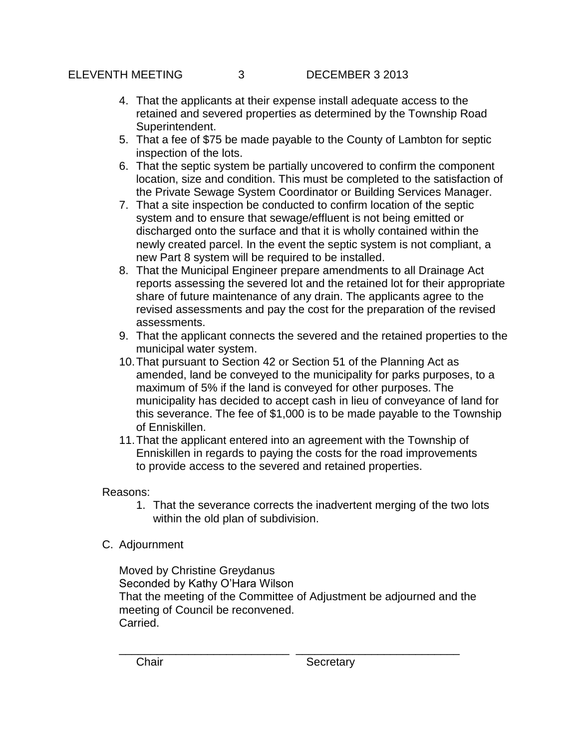4. That the applicants at their expense install adequate access to the retained and severed properties as determined by the Township Road Superintendent.
5. That a fee of $75 be made payable to the County of Lambton for septic inspection of the lots.
6. That the septic system be partially uncovered to confirm the component location, size and condition. This must be completed to the satisfaction of the Private Sewage System Coordinator or Building Services Manager.
7. That a site inspection be conducted to confirm location of the septic system and to ensure that sewage/effluent is not being emitted or discharged onto the surface and that it is wholly contained within the newly created parcel. In the event the septic system is not compliant, a new Part 8 system will be required to be installed.
8. That the Municipal Engineer prepare amendments to all Drainage Act reports assessing the severed lot and the retained lot for their appropriate share of future maintenance of any drain. The applicants agree to the revised assessments and pay the cost for the preparation of the revised assessments.
9. That the applicant connects the severed and the retained properties to the municipal water system.
10. That pursuant to Section 42 or Section 51 of the Planning Act as amended, land be conveyed to the municipality for parks purposes, to a maximum of 5% if the land is conveyed for other purposes. The municipality has decided to accept cash in lieu of conveyance of land for this severance. The fee of $1,000 is to be made payable to the Township of Enniskillen.
11. That the applicant entered into an agreement with the Township of Enniskillen in regards to paying the costs for the road improvements to provide access to the severed and retained properties.

Reasons:

1. That the severance corrects the inadvertent merging of the two lots within the old plan of subdivision.

C. Adjournment

Moved by Christine Greydanus
Seconded by Kathy O'Hara Wilson
That the meeting of the Committee of Adjustment be adjourned and the meeting of Council be reconvened.
Carried.

\_\_\_\_\_\_\_\_\_\_\_\_\_\_\_\_\_\_\_\_\_\_\_\_\_\_\_ \_\_\_\_\_\_\_\_\_\_\_\_\_\_\_\_\_\_\_\_\_\_\_\_\_\_\_
Chair Secretary